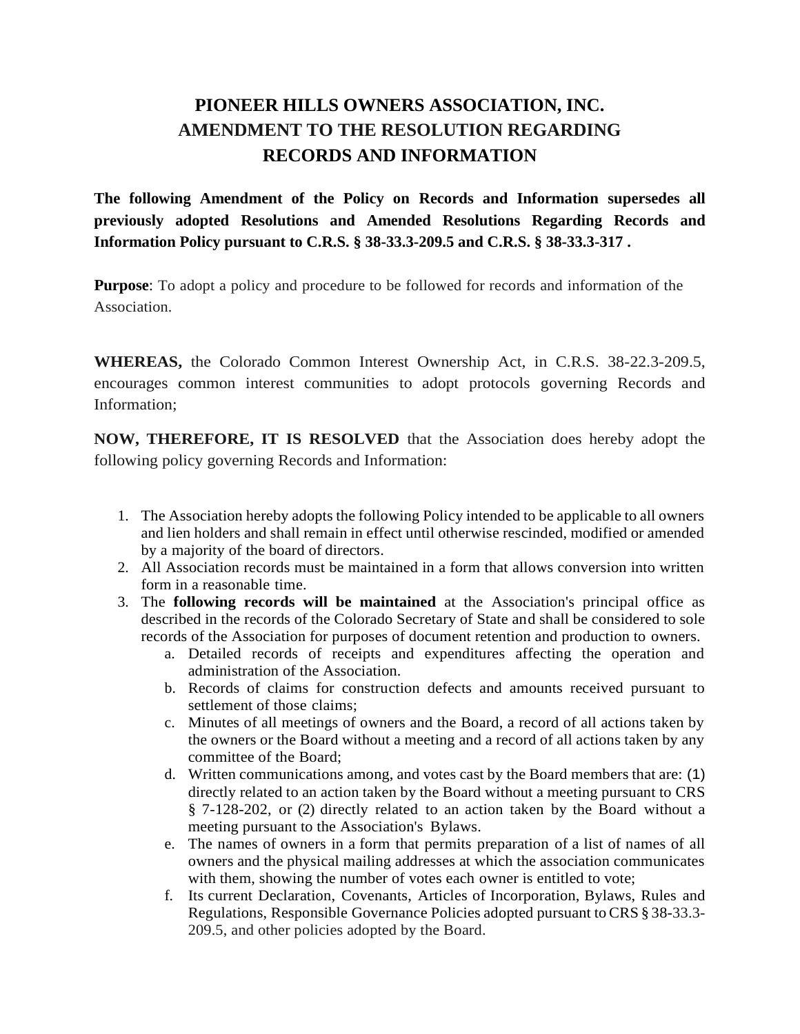# PIONEER HILLS OWNERS ASSOCIATION, INC.
# AMENDMENT TO THE RESOLUTION REGARDING RECORDS AND INFORMATION

**The following Amendment of the Policy on Records and Information supersedes all previously adopted Resolutions and Amended Resolutions Regarding Records and Information Policy pursuant to C.R.S. § 38-33.3-209.5 and C.R.S. § 38-33.3-317 .**

**Purpose**: To adopt a policy and procedure to be followed for records and information of the Association.

**WHEREAS,** the Colorado Common Interest Ownership Act, in C.R.S. 38-22.3-209.5, encourages common interest communities to adopt protocols governing Records and Information;

**NOW, THEREFORE, IT IS RESOLVED** that the Association does hereby adopt the following policy governing Records and Information:

1. The Association hereby adopts the following Policy intended to be applicable to all owners and lien holders and shall remain in effect until otherwise rescinded, modified or amended by a majority of the board of directors.
2. All Association records must be maintained in a form that allows conversion into written form in a reasonable time.
3. The **following records will be maintained** at the Association's principal office as described in the records of the Colorado Secretary of State and shall be considered to sole records of the Association for purposes of document retention and production to owners.
   a. Detailed records of receipts and expenditures affecting the operation and administration of the Association.
   b. Records of claims for construction defects and amounts received pursuant to settlement of those claims;
   c. Minutes of all meetings of owners and the Board, a record of all actions taken by the owners or the Board without a meeting and a record of all actions taken by any committee of the Board;
   d. Written communications among, and votes cast by the Board members that are: (1) directly related to an action taken by the Board without a meeting pursuant to CRS § 7-128-202, or (2) directly related to an action taken by the Board without a meeting pursuant to the Association's Bylaws.
   e. The names of owners in a form that permits preparation of a list of names of all owners and the physical mailing addresses at which the association communicates with them, showing the number of votes each owner is entitled to vote;
   f. Its current Declaration, Covenants, Articles of Incorporation, Bylaws, Rules and Regulations, Responsible Governance Policies adopted pursuant to CRS § 38-33.3-209.5, and other policies adopted by the Board.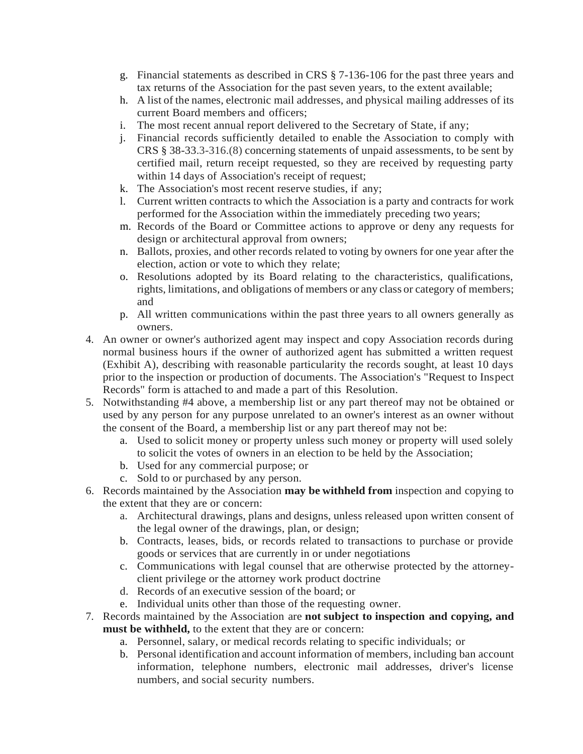g. Financial statements as described in CRS § 7-136-106 for the past three years and tax returns of the Association for the past seven years, to the extent available;
   h. A list of the names, electronic mail addresses, and physical mailing addresses of its current Board members and officers;
   i. The most recent annual report delivered to the Secretary of State, if any;
   j. Financial records sufficiently detailed to enable the Association to comply with CRS § 38-33.3-316.(8) concerning statements of unpaid assessments, to be sent by certified mail, return receipt requested, so they are received by requesting party within 14 days of Association's receipt of request;
   k. The Association's most recent reserve studies, if any;
   l. Current written contracts to which the Association is a party and contracts for work performed for the Association within the immediately preceding two years;
   m. Records of the Board or Committee actions to approve or deny any requests for design or architectural approval from owners;
   n. Ballots, proxies, and other records related to voting by owners for one year after the election, action or vote to which they relate;
   o. Resolutions adopted by its Board relating to the characteristics, qualifications, rights, limitations, and obligations of members or any class or category of members; and
   p. All written communications within the past three years to all owners generally as owners.

4. An owner or owner's authorized agent may inspect and copy Association records during normal business hours if the owner of authorized agent has submitted a written request (Exhibit A), describing with reasonable particularity the records sought, at least 10 days prior to the inspection or production of documents. The Association's "Request to Inspect Records" form is attached to and made a part of this Resolution.
5. Notwithstanding #4 above, a membership list or any part thereof may not be obtained or used by any person for any purpose unrelated to an owner's interest as an owner without the consent of the Board, a membership list or any part thereof may not be:
   a. Used to solicit money or property unless such money or property will used solely to solicit the votes of owners in an election to be held by the Association;
   b. Used for any commercial purpose; or
   c. Sold to or purchased by any person.
6. Records maintained by the Association **may be withheld from** inspection and copying to the extent that they are or concern:
   a. Architectural drawings, plans and designs, unless released upon written consent of the legal owner of the drawings, plan, or design;
   b. Contracts, leases, bids, or records related to transactions to purchase or provide goods or services that are currently in or under negotiations
   c. Communications with legal counsel that are otherwise protected by the attorney-client privilege or the attorney work product doctrine
   d. Records of an executive session of the board; or
   e. Individual units other than those of the requesting owner.
7. Records maintained by the Association are **not subject to inspection and copying, and must be withheld,** to the extent that they are or concern:
   a. Personnel, salary, or medical records relating to specific individuals; or
   b. Personal identification and account information of members, including ban account information, telephone numbers, electronic mail addresses, driver's license numbers, and social security numbers.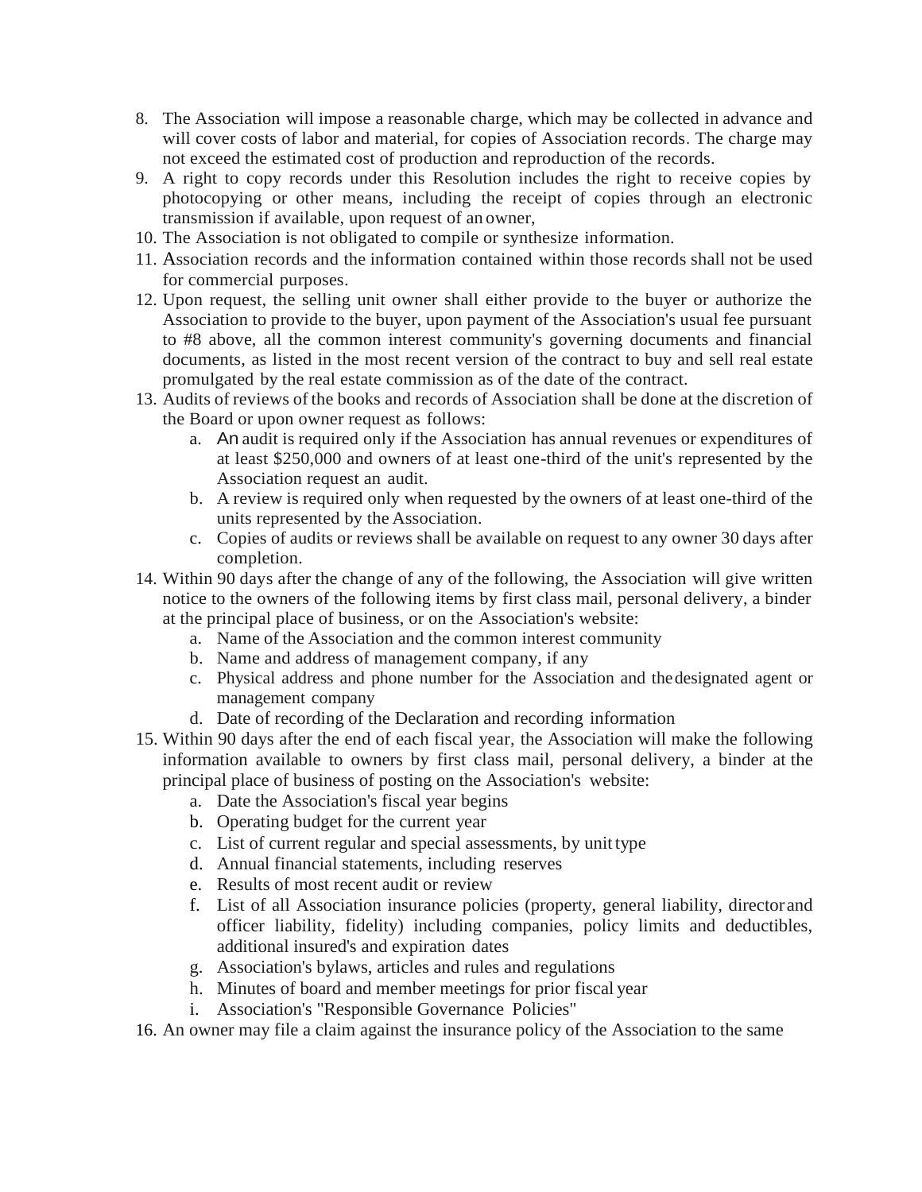8. The Association will impose a reasonable charge, which may be collected in advance and will cover costs of labor and material, for copies of Association records. The charge may not exceed the estimated cost of production and reproduction of the records.
9. A right to copy records under this Resolution includes the right to receive copies by photocopying or other means, including the receipt of copies through an electronic transmission if available, upon request of an owner,
10. The Association is not obligated to compile or synthesize information.
11. Association records and the information contained within those records shall not be used for commercial purposes.
12. Upon request, the selling unit owner shall either provide to the buyer or authorize the Association to provide to the buyer, upon payment of the Association's usual fee pursuant to #8 above, all the common interest community's governing documents and financial documents, as listed in the most recent version of the contract to buy and sell real estate promulgated by the real estate commission as of the date of the contract.
13. Audits of reviews of the books and records of Association shall be done at the discretion of the Board or upon owner request as follows:
    a. An audit is required only if the Association has annual revenues or expenditures of at least $250,000 and owners of at least one-third of the unit's represented by the Association request an audit.
    b. A review is required only when requested by the owners of at least one-third of the units represented by the Association.
    c. Copies of audits or reviews shall be available on request to any owner 30 days after completion.
14. Within 90 days after the change of any of the following, the Association will give written notice to the owners of the following items by first class mail, personal delivery, a binder at the principal place of business, or on the Association's website:
    a. Name of the Association and the common interest community
    b. Name and address of management company, if any
    c. Physical address and phone number for the Association and the designated agent or management company
    d. Date of recording of the Declaration and recording information
15. Within 90 days after the end of each fiscal year, the Association will make the following information available to owners by first class mail, personal delivery, a binder at the principal place of business of posting on the Association's website:
    a. Date the Association's fiscal year begins
    b. Operating budget for the current year
    c. List of current regular and special assessments, by unit type
    d. Annual financial statements, including reserves
    e. Results of most recent audit or review
    f. List of all Association insurance policies (property, general liability, director and officer liability, fidelity) including companies, policy limits and deductibles, additional insured's and expiration dates
    g. Association's bylaws, articles and rules and regulations
    h. Minutes of board and member meetings for prior fiscal year
    i. Association's "Responsible Governance Policies"
16. An owner may file a claim against the insurance policy of the Association to the same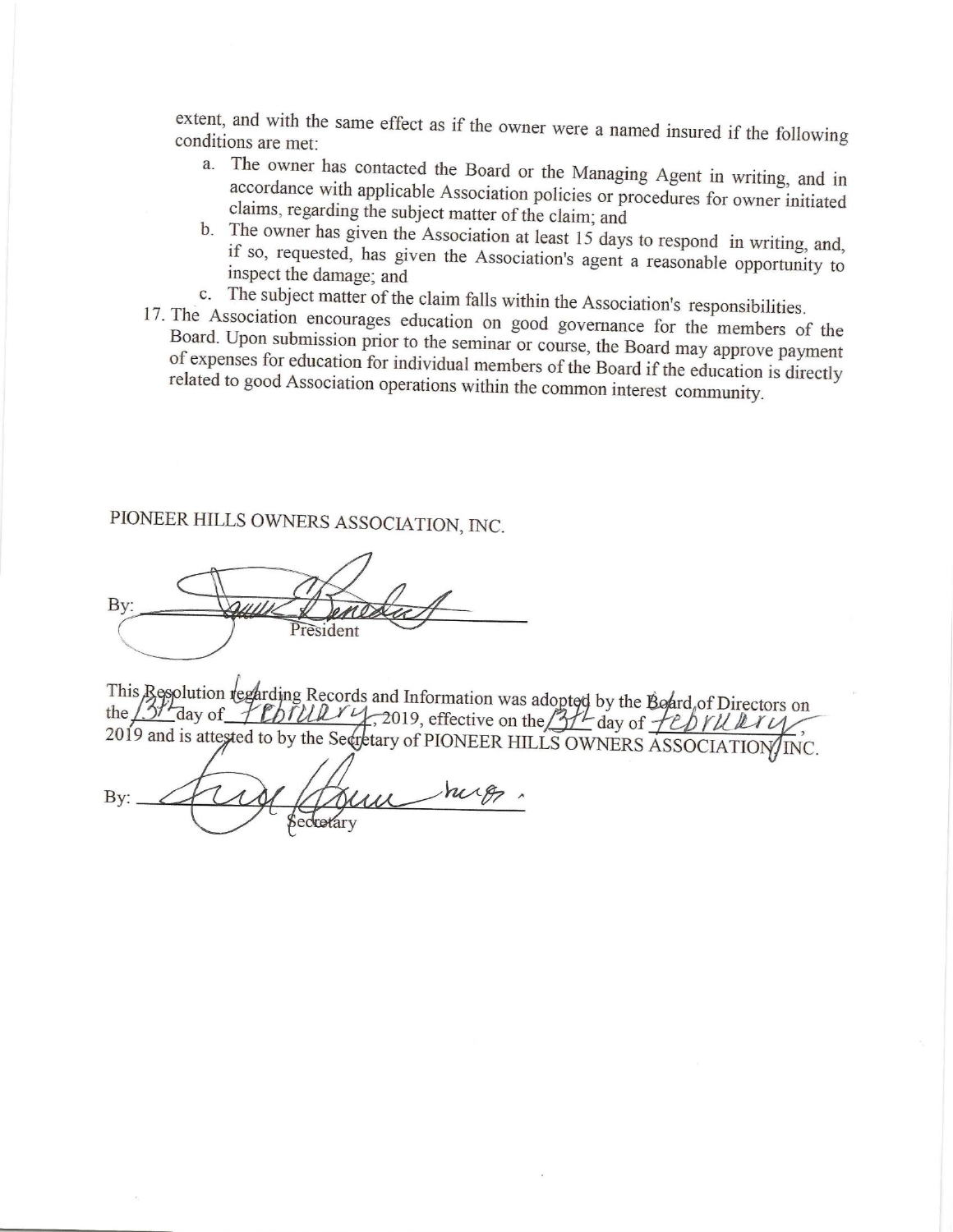extent, and with the same effect as if the owner were a named insured if the following conditions are met:

a. The owner has contacted the Board or the Managing Agent in writing, and in accordance with applicable Association policies or procedures for owner initiated claims, regarding the subject matter of the claim; and
b. The owner has given the Association at least 15 days to respond in writing, and, if so, requested, has given the Association's agent a reasonable opportunity to inspect the damage; and
c. The subject matter of the claim falls within the Association's responsibilities.

17. The Association encourages education on good governance for the members of the Board. Upon submission prior to the seminar or course, the Board may approve payment of expenses for education for individual members of the Board if the education is directly related to good Association operations within the common interest community.

PIONEER HILLS OWNERS ASSOCIATION, INC.

By: ______________________________
President

This Resolution regarding Records and Information was adopted by the Board of Directors on the 13th day of February, 2019, effective on the 13th day of February, 2019 and is attested to by the Secretary of PIONEER HILLS OWNERS ASSOCIATION, INC.

By: ______________________________
Secretary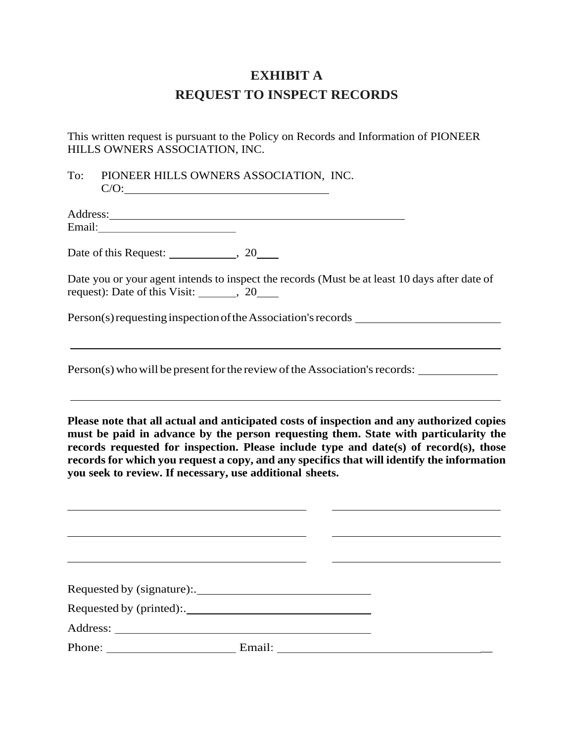# EXHIBIT A

# REQUEST TO INSPECT RECORDS

This written request is pursuant to the Policy on Records and Information of PIONEER HILLS OWNERS ASSOCIATION, INC.

To: PIONEER HILLS OWNERS ASSOCIATION, INC.
C/O: ___________________________________

Address: ___________________________________________________
Email: _________________________

Date of this Request: ___________, 20____

Date you or your agent intends to inspect the records (Must be at least 10 days after date of request): Date of this Visit: _______, 20____

Person(s) requesting inspection of the Association's records ________________________

_______________________________________________________________________________

Person(s) who will be present for the review of the Association's records: _____________

_______________________________________________________________________________

**Please note that all actual and anticipated costs of inspection and any authorized copies must be paid in advance by the person requesting them. State with particularity the records requested for inspection. Please include type and date(s) of record(s), those records for which you request a copy, and any specifics that will identify the information you seek to review. If necessary, use additional sheets.**

_____________________________________________ ________________________________

_____________________________________________ ________________________________

_____________________________________________ ________________________________

Requested by (signature):. ____________________________

Requested by (printed):. ______________________________

Address: ______________________________________________

Phone: ______________________ Email: ___________________________________